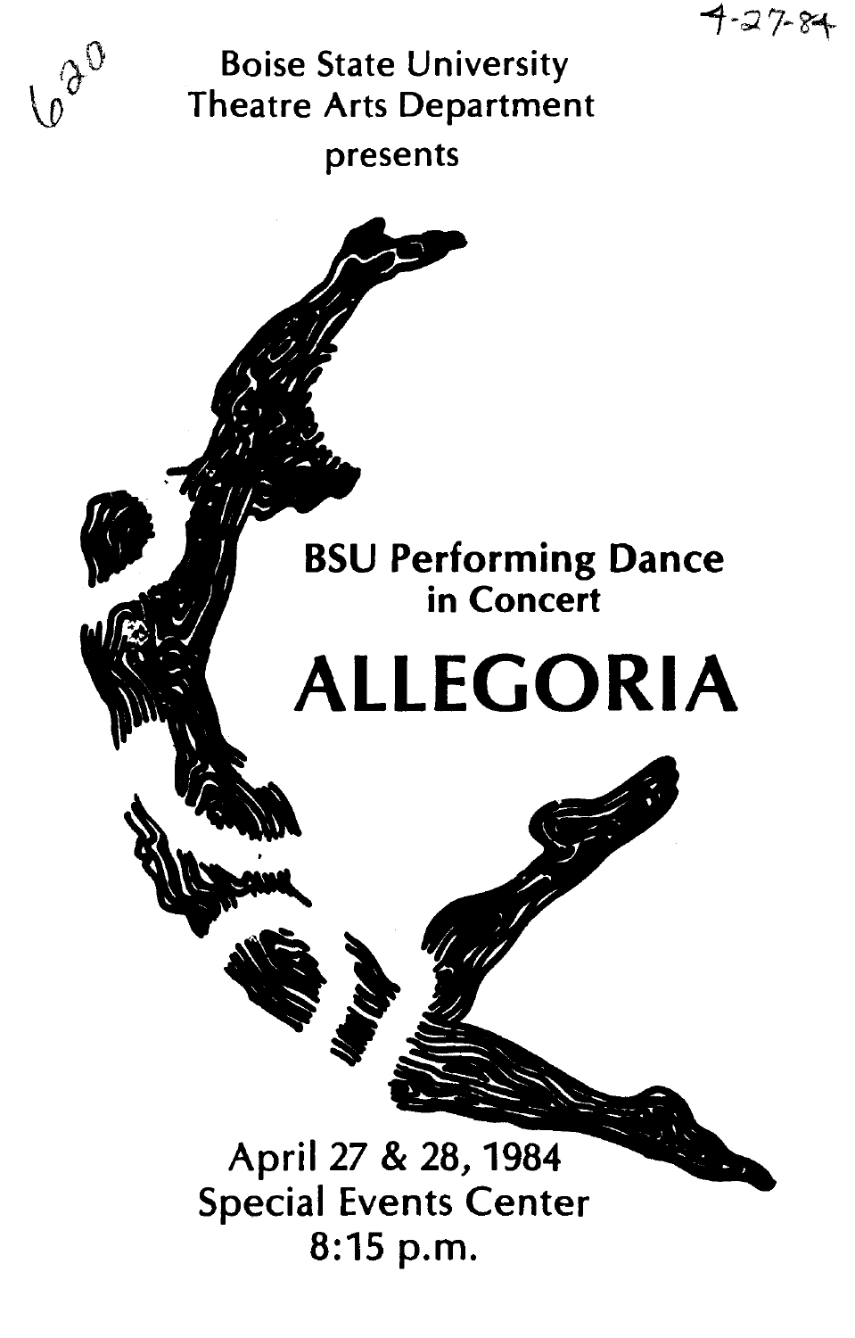4-27-84

620

Boise State University
Theatre Arts Department
presents

## BSU Performing Dance in Concert

# ALLEGORIA

April 27 & 28, 1984
Special Events Center
8:15 p.m.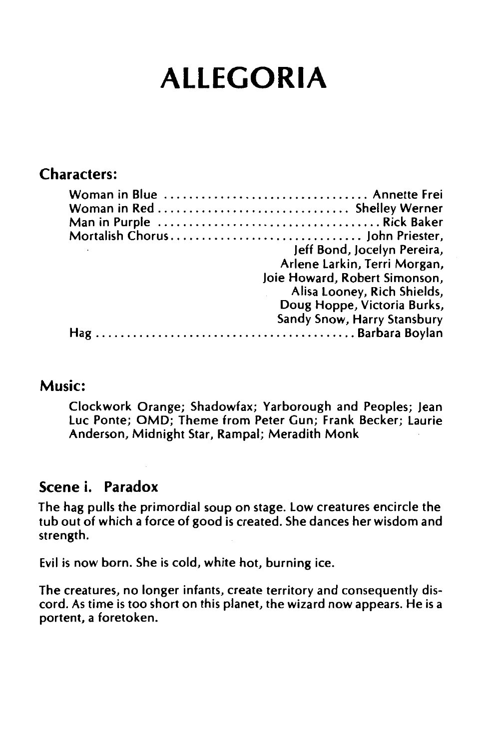# ALLEGORIA

## Characters:

Woman in Blue .................................. Annette Frei
Woman in Red ............................... Shelley Werner
Man in Purple .................................... Rick Baker
Mortalish Chorus................................ John Priester,
Jeff Bond, Jocelyn Pereira,
Arlene Larkin, Terri Morgan,
Joie Howard, Robert Simonson,
Alisa Looney, Rich Shields,
Doug Hoppe, Victoria Burks,
Sandy Snow, Harry Stansbury
Hag ........................................... Barbara Boylan

## Music:

Clockwork Orange; Shadowfax; Yarborough and Peoples; Jean Luc Ponte; OMD; Theme from Peter Gun; Frank Becker; Laurie Anderson, Midnight Star, Rampal; Meradith Monk

## Scene i. Paradox

The hag pulls the primordial soup on stage. Low creatures encircle the tub out of which a force of good is created. She dances her wisdom and strength.

Evil is now born. She is cold, white hot, burning ice.

The creatures, no longer infants, create territory and consequently discord. As time is too short on this planet, the wizard now appears. He is a portent, a foretoken.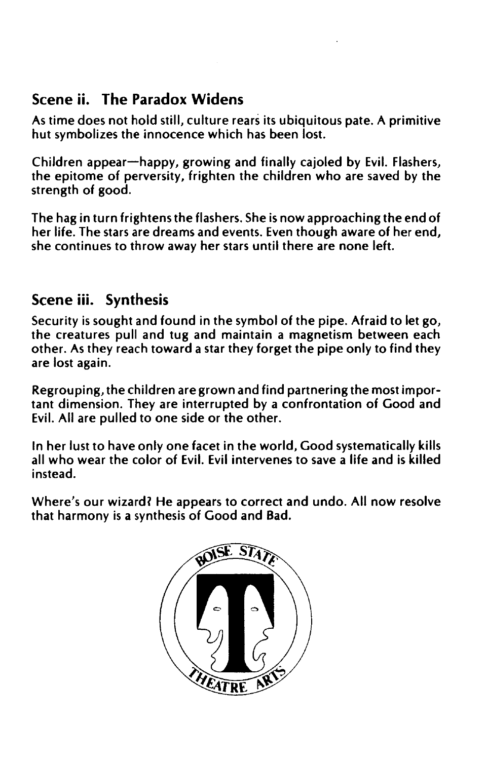## Scene ii. The Paradox Widens

As time does not hold still, culture rears its ubiquitous pate. A primitive hut symbolizes the innocence which has been lost.

Children appear—happy, growing and finally cajoled by Evil. Flashers, the epitome of perversity, frighten the children who are saved by the strength of good.

The hag in turn frightens the flashers. She is now approaching the end of her life. The stars are dreams and events. Even though aware of her end, she continues to throw away her stars until there are none left.

## Scene iii. Synthesis

Security is sought and found in the symbol of the pipe. Afraid to let go, the creatures pull and tug and maintain a magnetism between each other. As they reach toward a star they forget the pipe only to find they are lost again.

Regrouping, the children are grown and find partnering the most important dimension. They are interrupted by a confrontation of Good and Evil. All are pulled to one side or the other.

In her lust to have only one facet in the world, Good systematically kills all who wear the color of Evil. Evil intervenes to save a life and is killed instead.

Where's our wizard? He appears to correct and undo. All now resolve that harmony is a synthesis of Good and Bad.

BOISE STATE THEATRE ARTS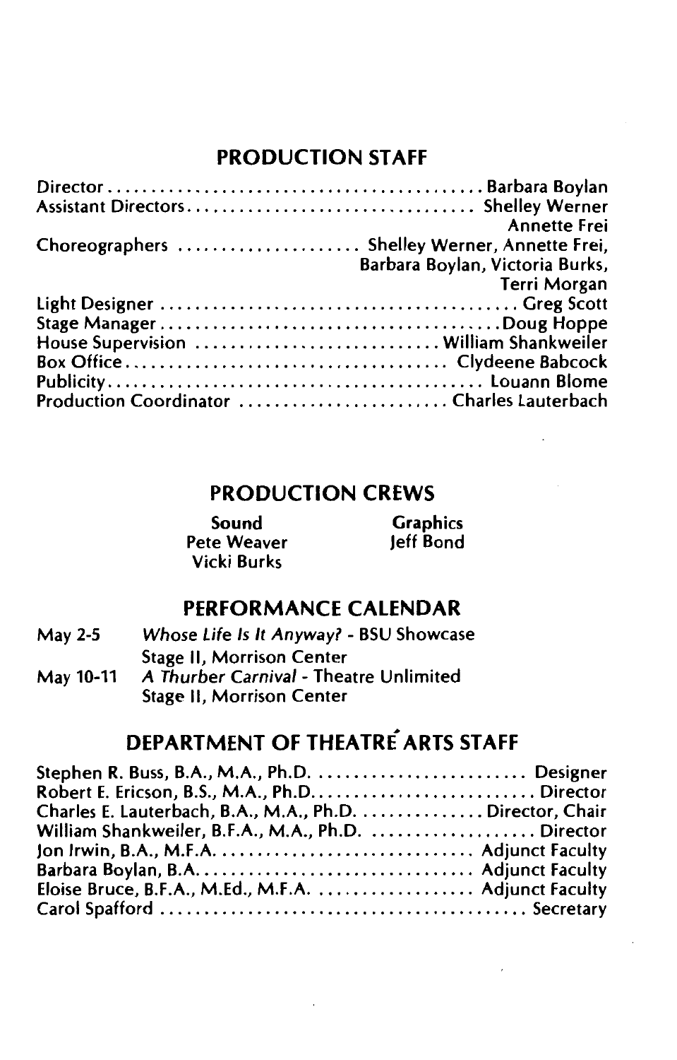## PRODUCTION STAFF

| | |
|---|---|
| Director | Barbara Boylan |
| Assistant Directors | Shelley Werner<br>Annette Frei |
| Choreographers | Shelley Werner, Annette Frei,<br>Barbara Boylan, Victoria Burks,<br>Terri Morgan |
| Light Designer | Greg Scott |
| Stage Manager | Doug Hoppe |
| House Supervision | William Shankweiler |
| Box Office | Clydeene Babcock |
| Publicity | Louann Blome |
| Production Coordinator | Charles Lauterbach |

## PRODUCTION CREWS

| Sound | Graphics |
|---|---|
| Pete Weaver<br>Vicki Burks | Jeff Bond |

## PERFORMANCE CALENDAR

| | |
|---|---|
| May 2-5 | *Whose Life Is It Anyway?* - BSU Showcase<br>Stage II, Morrison Center |
| May 10-11 | *A Thurber Carnival* - Theatre Unlimited<br>Stage II, Morrison Center |

## DEPARTMENT OF THEATRE ARTS STAFF

| | |
|---|---|
| Stephen R. Buss, B.A., M.A., Ph.D. | Designer |
| Robert E. Ericson, B.S., M.A., Ph.D. | Director |
| Charles E. Lauterbach, B.A., M.A., Ph.D. | Director, Chair |
| William Shankweiler, B.F.A., M.A., Ph.D. | Director |
| Jon Irwin, B.A., M.F.A. | Adjunct Faculty |
| Barbara Boylan, B.A. | Adjunct Faculty |
| Eloise Bruce, B.F.A., M.Ed., M.F.A. | Adjunct Faculty |
| Carol Spafford | Secretary |